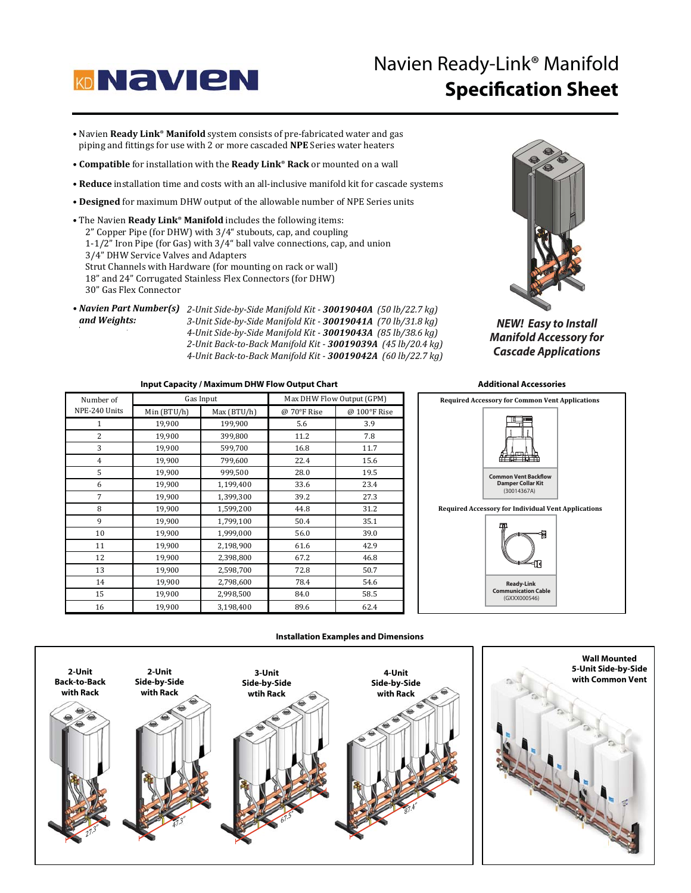# Navien Ready-Link® Manifold
## Specification Sheet

- Navien **Ready Link® Manifold** system consists of pre-fabricated water and gas piping and fittings for use with 2 or more cascaded **NPE** Series water heaters
- **Compatible** for installation with the **Ready Link® Rack** or mounted on a wall
- **Reduce** installation time and costs with an all-inclusive manifold kit for cascade systems
- **Designed** for maximum DHW output of the allowable number of NPE Series units
- The Navien **Ready Link® Manifold** includes the following items:
  - 2" Copper Pipe (for DHW) with 3/4" stubouts, cap, and coupling
  - 1-1/2" Iron Pipe (for Gas) with 3/4" ball valve connections, cap, and union
  - 3/4" DHW Service Valves and Adapters
  - Strut Channels with Hardware (for mounting on rack or wall)
  - 18" and 24" Corrugated Stainless Flex Connectors (for DHW)
  - 30" Gas Flex Connector
- ***Navien Part Number(s) and Weights:***
  - *2-Unit Side-by-Side Manifold Kit - **30019040A** (50 lb/22.7 kg)*
  - *3-Unit Side-by-Side Manifold Kit - **30019041A** (70 lb/31.8 kg)*
  - *4-Unit Side-by-Side Manifold Kit - **30019043A** (85 lb/38.6 kg)*
  - *2-Unit Back-to-Back Manifold Kit - **30019039A** (45 lb/20.4 kg)*
  - *4-Unit Back-to-Back Manifold Kit - **30019042A** (60 lb/22.7 kg)*

***NEW! Easy to Install Manifold Accessory for Cascade Applications***

**Input Capacity / Maximum DHW Flow Output Chart**

| Number of NPE-240 Units | Gas Input | | Max DHW Flow Output (GPM) | |
|---|---|---|---|---|
| | Min (BTU/h) | Max (BTU/h) | @ 70°F Rise | @ 100°F Rise |
| 1 | 19,900 | 199,900 | 5.6 | 3.9 |
| 2 | 19,900 | 399,800 | 11.2 | 7.8 |
| 3 | 19,900 | 599,700 | 16.8 | 11.7 |
| 4 | 19,900 | 799,600 | 22.4 | 15.6 |
| 5 | 19,900 | 999,500 | 28.0 | 19.5 |
| 6 | 19,900 | 1,199,400 | 33.6 | 23.4 |
| 7 | 19,900 | 1,399,300 | 39.2 | 27.3 |
| 8 | 19,900 | 1,599,200 | 44.8 | 31.2 |
| 9 | 19,900 | 1,799,100 | 50.4 | 35.1 |
| 10 | 19,900 | 1,999,000 | 56.0 | 39.0 |
| 11 | 19,900 | 2,198,900 | 61.6 | 42.9 |
| 12 | 19,900 | 2,398,800 | 67.2 | 46.8 |
| 13 | 19,900 | 2,598,700 | 72.8 | 50.7 |
| 14 | 19,900 | 2,798,600 | 78.4 | 54.6 |
| 15 | 19,900 | 2,998,500 | 84.0 | 58.5 |
| 16 | 19,900 | 3,198,400 | 89.6 | 62.4 |

**Additional Accessories**

**Required Accessory for Common Vent Applications**

**Common Vent Backflow Damper Collar Kit** (30014367A)

**Required Accessory for Individual Vent Applications**

**Ready-Link Communication Cable** (GXXX000546)

**Installation Examples and Dimensions**

**2-Unit Back-to-Back with Rack** — 27.3"

**2-Unit Side-by-Side with Rack** — 47.3"

**3-Unit Side-by-Side wtih Rack** — 67.5"

**4-Unit Side-by-Side with Rack** — 87.4"

**Wall Mounted 5-Unit Side-by-Side with Common Vent**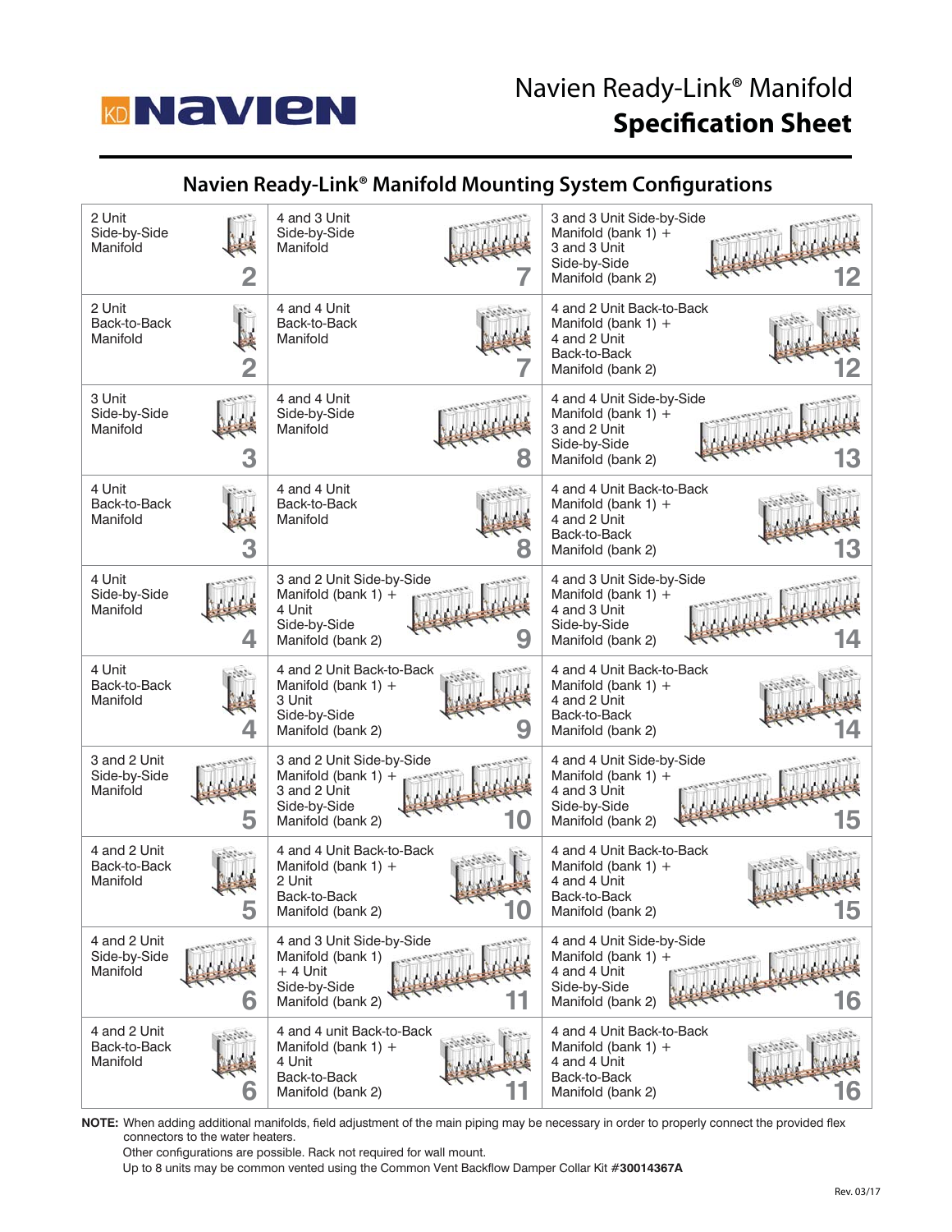# Navien Ready-Link® Manifold **Specification Sheet**

## Navien Ready-Link® Manifold Mounting System Configurations

| | | |
|---|---|---|
| 2 Unit Side-by-Side Manifold 2 | 4 and 3 Unit Side-by-Side Manifold 7 | 3 and 3 Unit Side-by-Side Manifold (bank 1) + 3 and 3 Unit Side-by-Side Manifold (bank 2) 12 |
| 2 Unit Back-to-Back Manifold 2 | 4 and 4 Unit Back-to-Back Manifold 7 | 4 and 2 Unit Back-to-Back Manifold (bank 1) + 4 and 2 Unit Back-to-Back Manifold (bank 2) 12 |
| 3 Unit Side-by-Side Manifold 3 | 4 and 4 Unit Side-by-Side Manifold 8 | 4 and 4 Unit Side-by-Side Manifold (bank 1) + 3 and 2 Unit Side-by-Side Manifold (bank 2) 13 |
| 4 Unit Back-to-Back Manifold 3 | 4 and 4 Unit Back-to-Back Manifold 8 | 4 and 4 Unit Back-to-Back Manifold (bank 1) + 4 and 2 Unit Back-to-Back Manifold (bank 2) 13 |
| 4 Unit Side-by-Side Manifold 4 | 3 and 2 Unit Side-by-Side Manifold (bank 1) + 4 Unit Side-by-Side Manifold (bank 2) 9 | 4 and 3 Unit Side-by-Side Manifold (bank 1) + 4 and 3 Unit Side-by-Side Manifold (bank 2) 14 |
| 4 Unit Back-to-Back Manifold 4 | 4 and 2 Unit Back-to-Back Manifold (bank 1) + 3 Unit Side-by-Side Manifold (bank 2) 9 | 4 and 4 Unit Back-to-Back Manifold (bank 1) + 4 and 2 Unit Back-to-Back Manifold (bank 2) 14 |
| 3 and 2 Unit Side-by-Side Manifold 5 | 3 and 2 Unit Side-by-Side Manifold (bank 1) + 3 and 2 Unit Side-by-Side Manifold (bank 2) 10 | 4 and 4 Unit Side-by-Side Manifold (bank 1) + 4 and 3 Unit Side-by-Side Manifold (bank 2) 15 |
| 4 and 2 Unit Back-to-Back Manifold 5 | 4 and 4 Unit Back-to-Back Manifold (bank 1) + 2 Unit Back-to-Back Manifold (bank 2) 10 | 4 and 4 Unit Back-to-Back Manifold (bank 1) + 4 and 4 Unit Back-to-Back Manifold (bank 2) 15 |
| 4 and 2 Unit Side-by-Side Manifold 6 | 4 and 3 Unit Side-by-Side Manifold (bank 1) + 4 Unit Side-by-Side Manifold (bank 2) 11 | 4 and 4 Unit Side-by-Side Manifold (bank 1) + 4 and 4 Unit Side-by-Side Manifold (bank 2) 16 |
| 4 and 2 Unit Back-to-Back Manifold 6 | 4 and 4 unit Back-to-Back Manifold (bank 1) + 4 Unit Back-to-Back Manifold (bank 2) 11 | 4 and 4 Unit Back-to-Back Manifold (bank 1) + 4 and 4 Unit Back-to-Back Manifold (bank 2) 16 |

**NOTE:** When adding additional manifolds, field adjustment of the main piping may be necessary in order to properly connect the provided flex connectors to the water heaters.
Other configurations are possible. Rack not required for wall mount.
Up to 8 units may be common vented using the Common Vent Backflow Damper Collar Kit **#30014367A**

Rev. 03/17